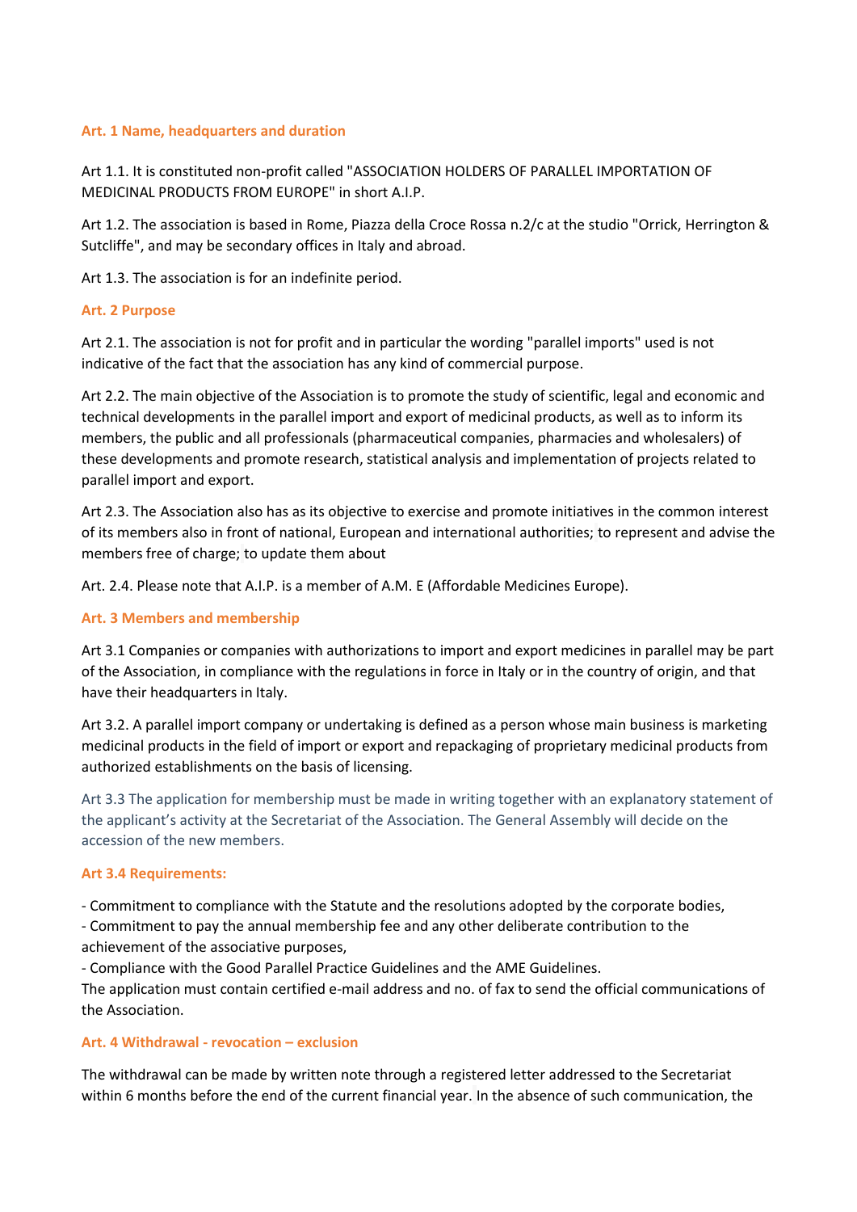## Art. 1 Name, headquarters and duration

Art 1.1. It is constituted non-profit called "ASSOCIATION HOLDERS OF PARALLEL IMPORTATION OF MEDICINAL PRODUCTS FROM EUROPE" in short A.I.P.

Art 1.2. The association is based in Rome, Piazza della Croce Rossa n.2/c at the studio "Orrick, Herrington & Sutcliffe", and may be secondary offices in Italy and abroad.

Art 1.3. The association is for an indefinite period.

## Art. 2 Purpose

Art 2.1. The association is not for profit and in particular the wording "parallel imports" used is not indicative of the fact that the association has any kind of commercial purpose.

Art 2.2. The main objective of the Association is to promote the study of scientific, legal and economic and technical developments in the parallel import and export of medicinal products, as well as to inform its members, the public and all professionals (pharmaceutical companies, pharmacies and wholesalers) of these developments and promote research, statistical analysis and implementation of projects related to parallel import and export.

Art 2.3. The Association also has as its objective to exercise and promote initiatives in the common interest of its members also in front of national, European and international authorities; to represent and advise the members free of charge; to update them about

Art. 2.4. Please note that A.I.P. is a member of A.M. E (Affordable Medicines Europe).

## Art. 3 Members and membership

Art 3.1 Companies or companies with authorizations to import and export medicines in parallel may be part of the Association, in compliance with the regulations in force in Italy or in the country of origin, and that have their headquarters in Italy.

Art 3.2. A parallel import company or undertaking is defined as a person whose main business is marketing medicinal products in the field of import or export and repackaging of proprietary medicinal products from authorized establishments on the basis of licensing.

Art 3.3 The application for membership must be made in writing together with an explanatory statement of the applicant's activity at the Secretariat of the Association. The General Assembly will decide on the accession of the new members.

## Art 3.4 Requirements:

- Commitment to compliance with the Statute and the resolutions adopted by the corporate bodies,
- Commitment to pay the annual membership fee and any other deliberate contribution to the achievement of the associative purposes,
- Compliance with the Good Parallel Practice Guidelines and the AME Guidelines.

The application must contain certified e-mail address and no. of fax to send the official communications of the Association.

## Art. 4 Withdrawal - revocation – exclusion

The withdrawal can be made by written note through a registered letter addressed to the Secretariat within 6 months before the end of the current financial year. In the absence of such communication, the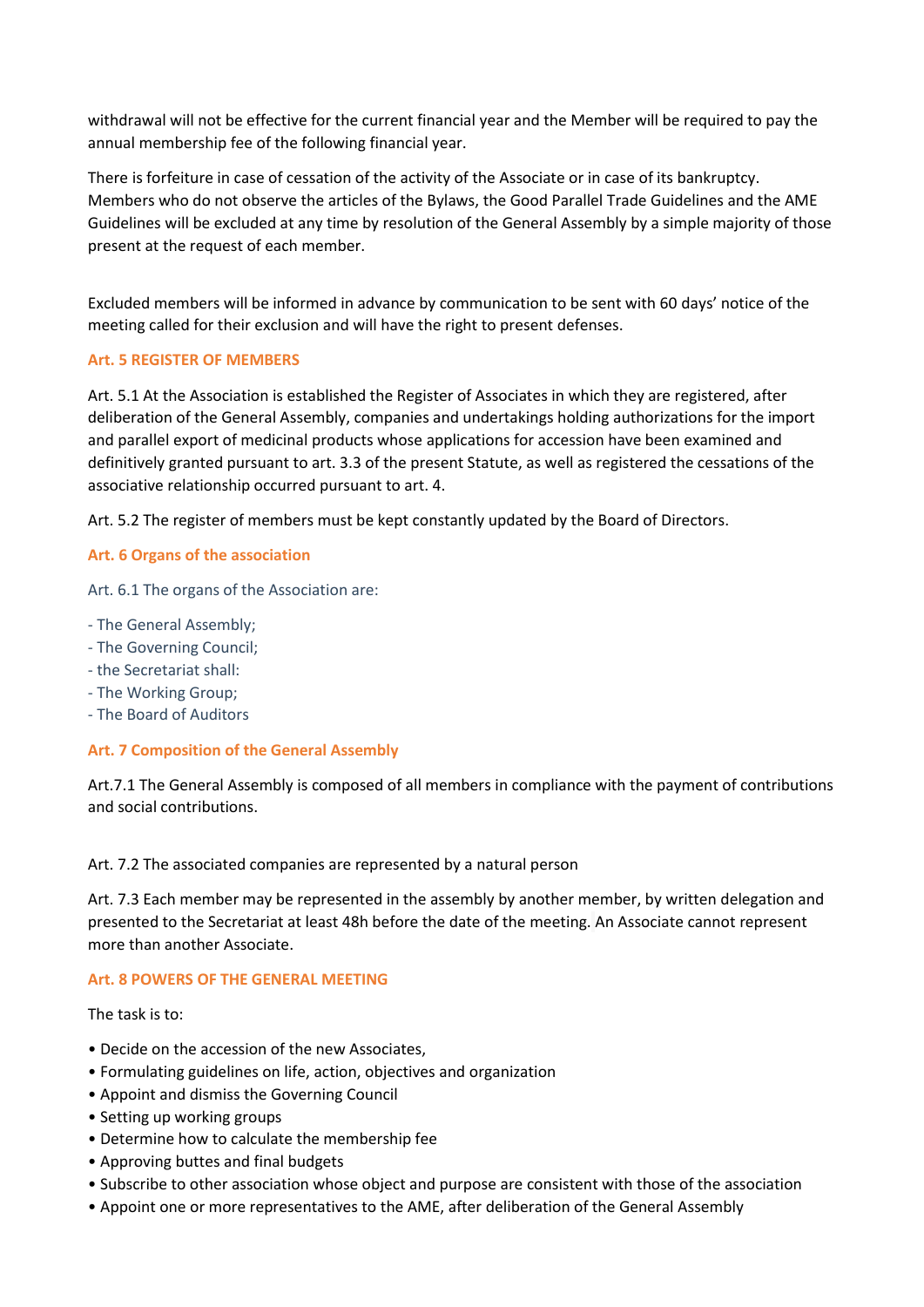withdrawal will not be effective for the current financial year and the Member will be required to pay the annual membership fee of the following financial year.

There is forfeiture in case of cessation of the activity of the Associate or in case of its bankruptcy. Members who do not observe the articles of the Bylaws, the Good Parallel Trade Guidelines and the AME Guidelines will be excluded at any time by resolution of the General Assembly by a simple majority of those present at the request of each member.

Excluded members will be informed in advance by communication to be sent with 60 days' notice of the meeting called for their exclusion and will have the right to present defenses.

## Art. 5 REGISTER OF MEMBERS

Art. 5.1 At the Association is established the Register of Associates in which they are registered, after deliberation of the General Assembly, companies and undertakings holding authorizations for the import and parallel export of medicinal products whose applications for accession have been examined and definitively granted pursuant to art. 3.3 of the present Statute, as well as registered the cessations of the associative relationship occurred pursuant to art. 4.

Art. 5.2 The register of members must be kept constantly updated by the Board of Directors.

## Art. 6 Organs of the association

Art. 6.1 The organs of the Association are:

- The General Assembly;
- The Governing Council;
- the Secretariat shall:
- The Working Group;
- The Board of Auditors

## Art. 7 Composition of the General Assembly

Art.7.1 The General Assembly is composed of all members in compliance with the payment of contributions and social contributions.

Art. 7.2 The associated companies are represented by a natural person

Art. 7.3 Each member may be represented in the assembly by another member, by written delegation and presented to the Secretariat at least 48h before the date of the meeting. An Associate cannot represent more than another Associate.

## Art. 8 POWERS OF THE GENERAL MEETING

The task is to:

- Decide on the accession of the new Associates,
- Formulating guidelines on life, action, objectives and organization
- Appoint and dismiss the Governing Council
- Setting up working groups
- Determine how to calculate the membership fee
- Approving buttes and final budgets
- Subscribe to other association whose object and purpose are consistent with those of the association
- Appoint one or more representatives to the AME, after deliberation of the General Assembly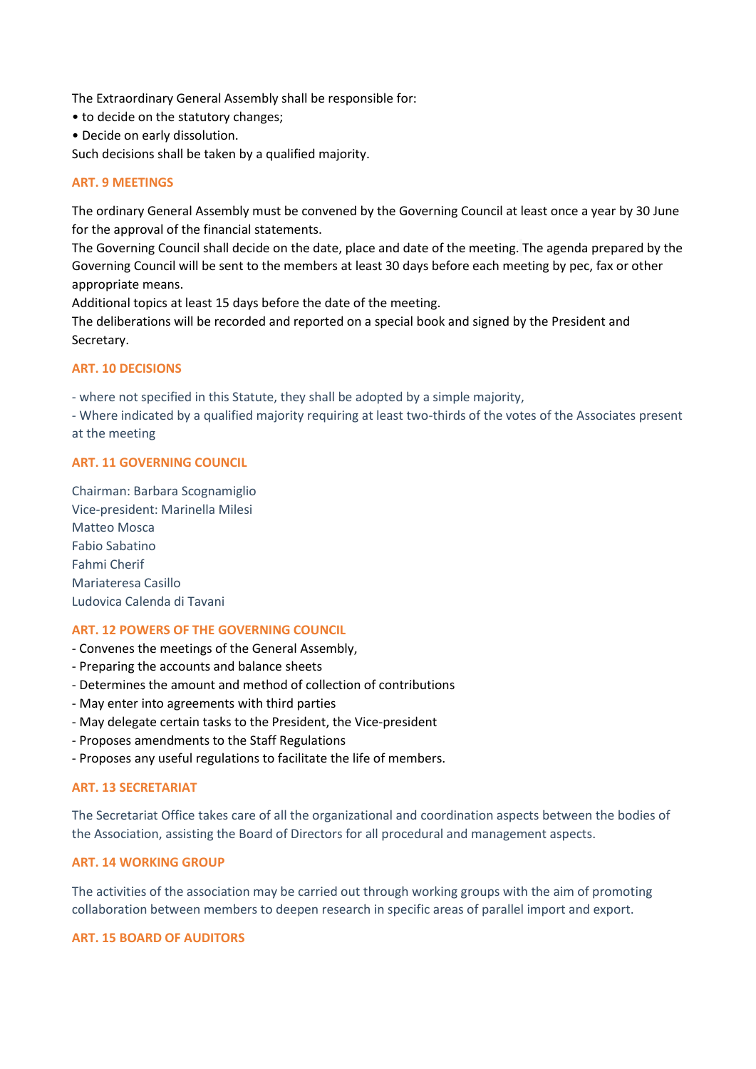The Extraordinary General Assembly shall be responsible for:

- to decide on the statutory changes;
- Decide on early dissolution.

Such decisions shall be taken by a qualified majority.

## ART. 9 MEETINGS

The ordinary General Assembly must be convened by the Governing Council at least once a year by 30 June for the approval of the financial statements.
The Governing Council shall decide on the date, place and date of the meeting. The agenda prepared by the Governing Council will be sent to the members at least 30 days before each meeting by pec, fax or other appropriate means.
Additional topics at least 15 days before the date of the meeting.
The deliberations will be recorded and reported on a special book and signed by the President and Secretary.

## ART. 10 DECISIONS

- where not specified in this Statute, they shall be adopted by a simple majority,
- Where indicated by a qualified majority requiring at least two-thirds of the votes of the Associates present at the meeting

## ART. 11 GOVERNING COUNCIL

Chairman: Barbara Scognamiglio
Vice-president: Marinella Milesi
Matteo Mosca
Fabio Sabatino
Fahmi Cherif
Mariateresa Casillo
Ludovica Calenda di Tavani

## ART. 12 POWERS OF THE GOVERNING COUNCIL

- Convenes the meetings of the General Assembly,
- Preparing the accounts and balance sheets
- Determines the amount and method of collection of contributions
- May enter into agreements with third parties
- May delegate certain tasks to the President, the Vice-president
- Proposes amendments to the Staff Regulations
- Proposes any useful regulations to facilitate the life of members.

## ART. 13 SECRETARIAT

The Secretariat Office takes care of all the organizational and coordination aspects between the bodies of the Association, assisting the Board of Directors for all procedural and management aspects.

## ART. 14 WORKING GROUP

The activities of the association may be carried out through working groups with the aim of promoting collaboration between members to deepen research in specific areas of parallel import and export.

## ART. 15 BOARD OF AUDITORS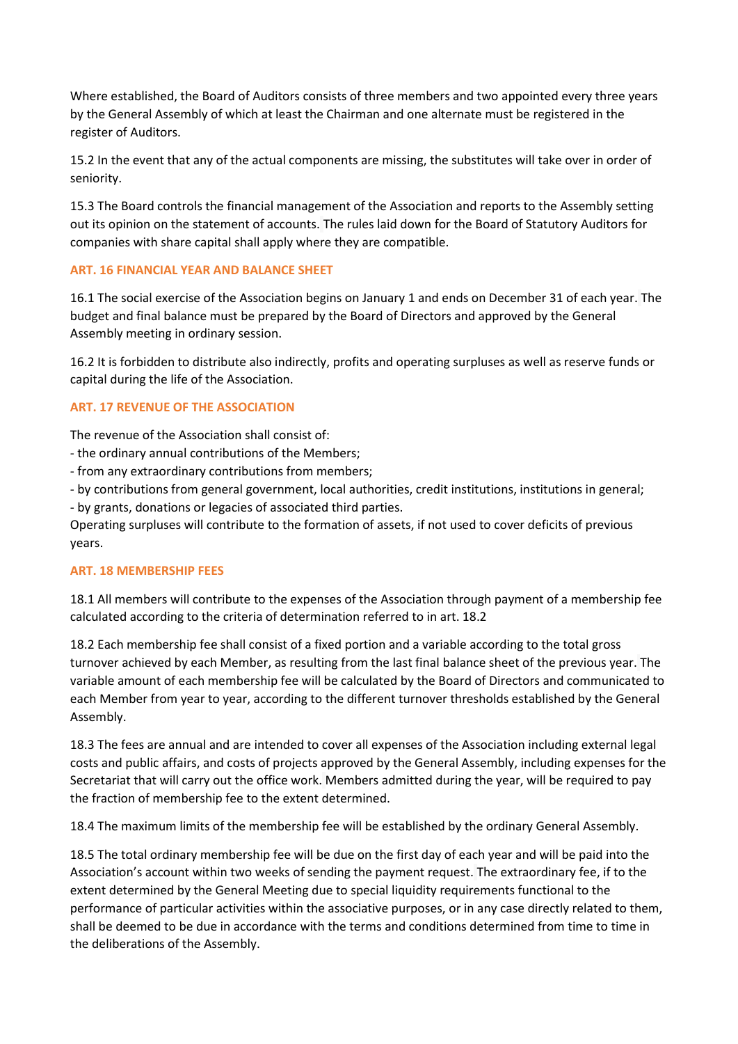Where established, the Board of Auditors consists of three members and two appointed every three years by the General Assembly of which at least the Chairman and one alternate must be registered in the register of Auditors.

15.2 In the event that any of the actual components are missing, the substitutes will take over in order of seniority.

15.3 The Board controls the financial management of the Association and reports to the Assembly setting out its opinion on the statement of accounts. The rules laid down for the Board of Statutory Auditors for companies with share capital shall apply where they are compatible.

### ART. 16 FINANCIAL YEAR AND BALANCE SHEET

16.1 The social exercise of the Association begins on January 1 and ends on December 31 of each year. The budget and final balance must be prepared by the Board of Directors and approved by the General Assembly meeting in ordinary session.

16.2 It is forbidden to distribute also indirectly, profits and operating surpluses as well as reserve funds or capital during the life of the Association.

### ART. 17 REVENUE OF THE ASSOCIATION

The revenue of the Association shall consist of:
- the ordinary annual contributions of the Members;
- from any extraordinary contributions from members;
- by contributions from general government, local authorities, credit institutions, institutions in general;
- by grants, donations or legacies of associated third parties.

Operating surpluses will contribute to the formation of assets, if not used to cover deficits of previous years.

### ART. 18 MEMBERSHIP FEES

18.1 All members will contribute to the expenses of the Association through payment of a membership fee calculated according to the criteria of determination referred to in art. 18.2

18.2 Each membership fee shall consist of a fixed portion and a variable according to the total gross turnover achieved by each Member, as resulting from the last final balance sheet of the previous year. The variable amount of each membership fee will be calculated by the Board of Directors and communicated to each Member from year to year, according to the different turnover thresholds established by the General Assembly.

18.3 The fees are annual and are intended to cover all expenses of the Association including external legal costs and public affairs, and costs of projects approved by the General Assembly, including expenses for the Secretariat that will carry out the office work. Members admitted during the year, will be required to pay the fraction of membership fee to the extent determined.

18.4 The maximum limits of the membership fee will be established by the ordinary General Assembly.

18.5 The total ordinary membership fee will be due on the first day of each year and will be paid into the Association's account within two weeks of sending the payment request. The extraordinary fee, if to the extent determined by the General Meeting due to special liquidity requirements functional to the performance of particular activities within the associative purposes, or in any case directly related to them, shall be deemed to be due in accordance with the terms and conditions determined from time to time in the deliberations of the Assembly.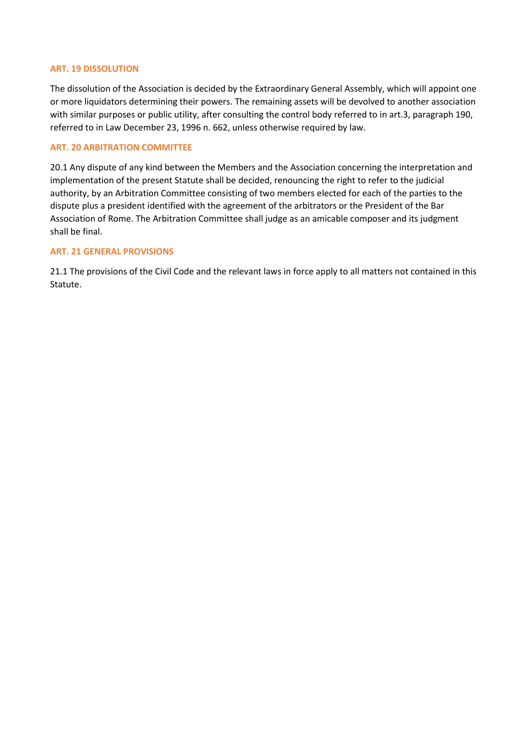### ART. 19 DISSOLUTION

The dissolution of the Association is decided by the Extraordinary General Assembly, which will appoint one or more liquidators determining their powers. The remaining assets will be devolved to another association with similar purposes or public utility, after consulting the control body referred to in art.3, paragraph 190, referred to in Law December 23, 1996 n. 662, unless otherwise required by law.

### ART. 20 ARBITRATION COMMITTEE

20.1 Any dispute of any kind between the Members and the Association concerning the interpretation and implementation of the present Statute shall be decided, renouncing the right to refer to the judicial authority, by an Arbitration Committee consisting of two members elected for each of the parties to the dispute plus a president identified with the agreement of the arbitrators or the President of the Bar Association of Rome. The Arbitration Committee shall judge as an amicable composer and its judgment shall be final.

### ART. 21 GENERAL PROVISIONS

21.1 The provisions of the Civil Code and the relevant laws in force apply to all matters not contained in this Statute.